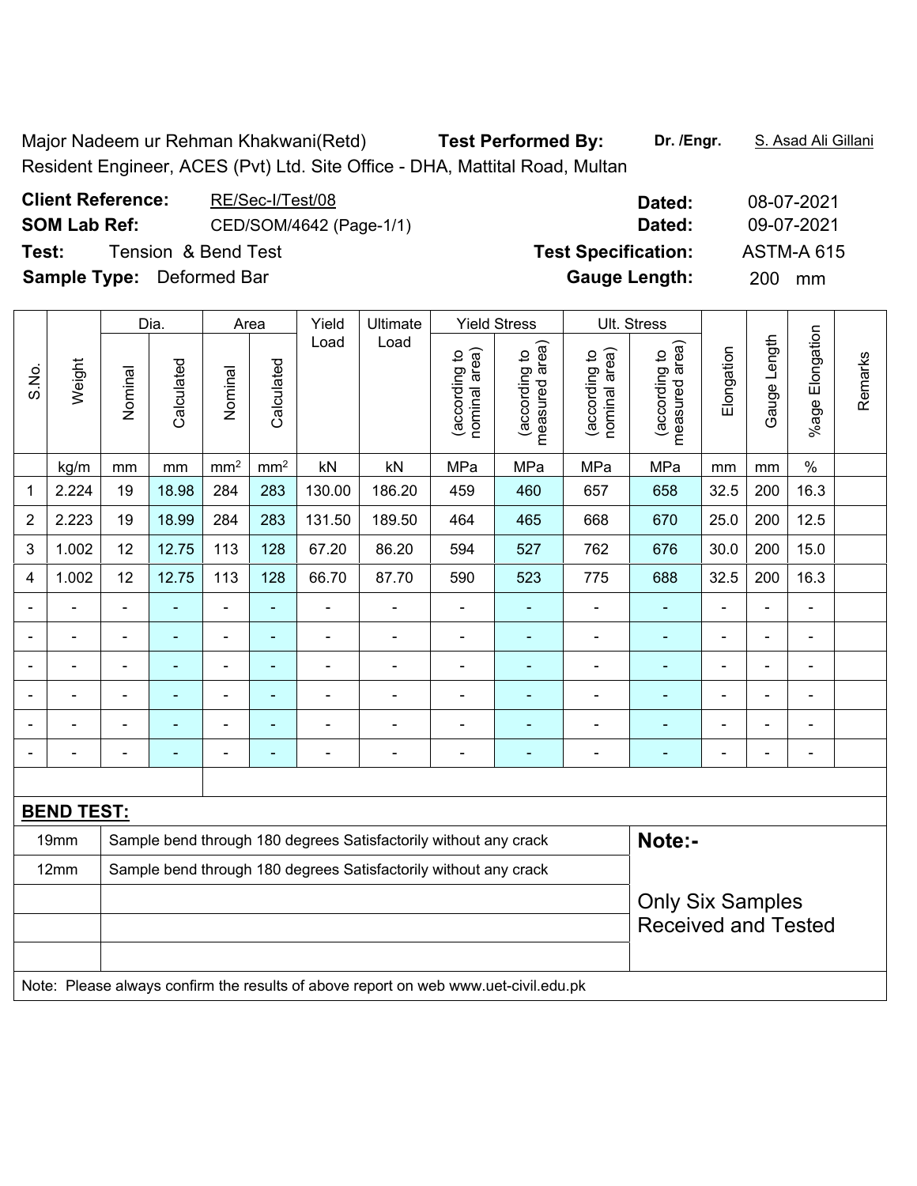Major Nadeem ur Rehman Khakwani(Retd) **Test Performed By:** **Dr. /Engr.** S. Asad Ali Gillani

Resident Engineer, ACES (Pvt) Ltd. Site Office - DHA, Mattital Road, Multan

**Client Reference:** RE/Sec-I/Test/08 **Dated:** 08-07-2021

**SOM Lab Ref:** CED/SOM/4642 (Page-1/1) **Dated:** 09-07-2021

**Test:** Tension & Bend Test **Test Specification:** ASTM-A 615

**Sample Type:** Deformed Bar **Gauge Length:** 200 mm

| S.No. | Weight | Dia. | | Area | | Yield Load | Ultimate Load | Yield Stress | | Ult. Stress | | Elongation | Gauge Length | %age Elongation | Remarks |
|---|---|---|---|---|---|---|---|---|---|---|---|---|---|---|---|
| | | Nominal | Calculated | Nominal | Calculated | | | (according to nominal area) | (according to measured area) | (according to nominal area) | (according to measured area) | | | | |
| | kg/m | mm | mm | mm² | mm² | kN | kN | MPa | MPa | MPa | MPa | mm | mm | % | |
| 1 | 2.224 | 19 | 18.98 | 284 | 283 | 130.00 | 186.20 | 459 | 460 | 657 | 658 | 32.5 | 200 | 16.3 | |
| 2 | 2.223 | 19 | 18.99 | 284 | 283 | 131.50 | 189.50 | 464 | 465 | 668 | 670 | 25.0 | 200 | 12.5 | |
| 3 | 1.002 | 12 | 12.75 | 113 | 128 | 67.20 | 86.20 | 594 | 527 | 762 | 676 | 30.0 | 200 | 15.0 | |
| 4 | 1.002 | 12 | 12.75 | 113 | 128 | 66.70 | 87.70 | 590 | 523 | 775 | 688 | 32.5 | 200 | 16.3 | |
| - | - | - | - | - | - | - | - | - | - | - | - | - | - | - | |
| - | - | - | - | - | - | - | - | - | - | - | - | - | - | - | |
| - | - | - | - | - | - | - | - | - | - | - | - | - | - | - | |
| - | - | - | - | - | - | - | - | - | - | - | - | - | - | - | |
| - | - | - | - | - | - | - | - | - | - | - | - | - | - | - | |
| - | - | - | - | - | - | - | - | - | - | - | - | - | - | - | |

**BEND TEST:**

| | | |
|---|---|---|
| 19mm | Sample bend through 180 degrees Satisfactorily without any crack | **Note:-** |
| 12mm | Sample bend through 180 degrees Satisfactorily without any crack | |
| | | Only Six Samples Received and Tested |

Note: Please always confirm the results of above report on web www.uet-civil.edu.pk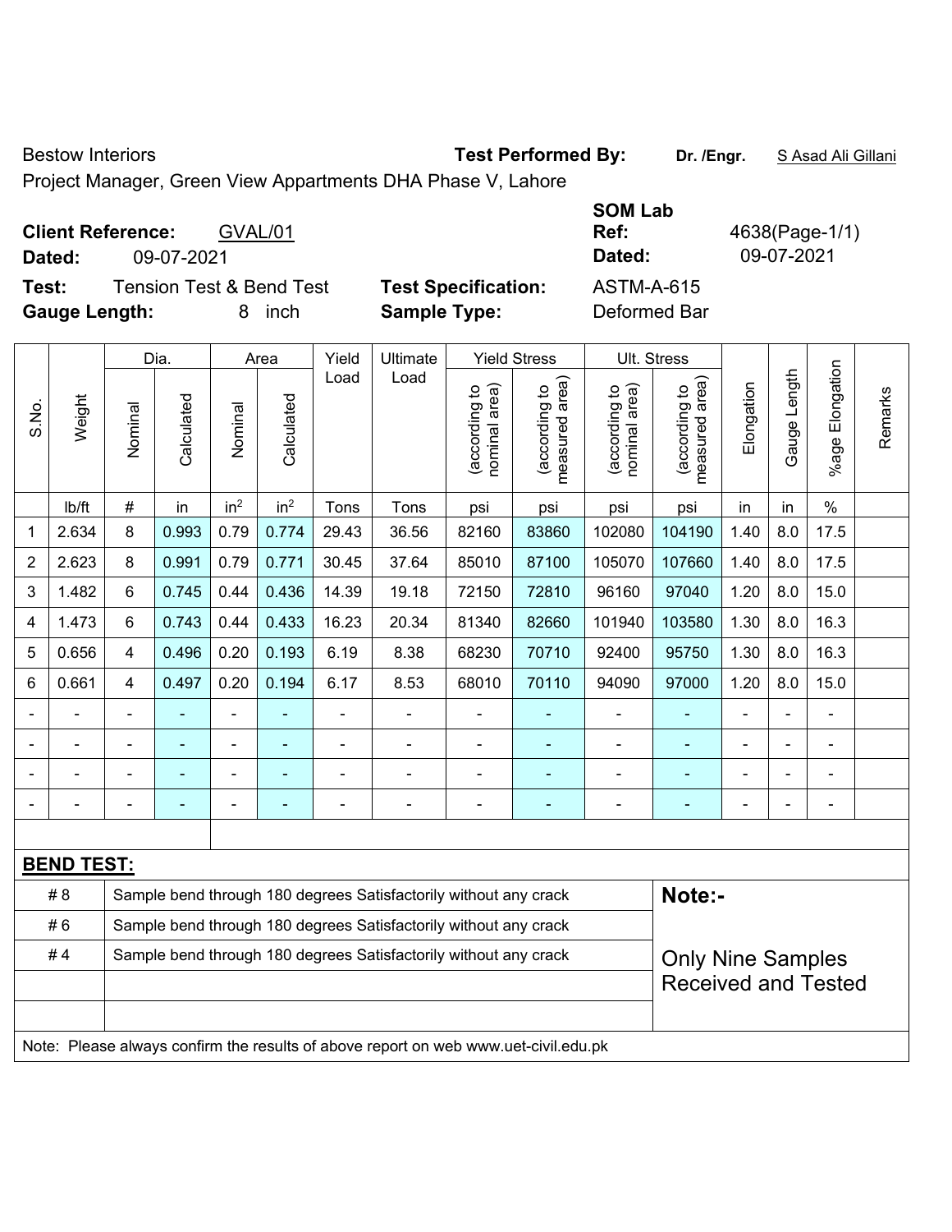Bestow Interiors

Project Manager, Green View Appartments DHA Phase V, Lahore

**Test Performed By:** **Dr. /Engr.** S Asad Ali Gillani

**Client Reference:** GVAL/01

**Dated:** 09-07-2021

**SOM Lab Ref:** 4638(Page-1/1)

**Dated:** 09-07-2021

**Test:** Tension Test & Bend Test

**Gauge Length:** 8 inch

**Test Specification:** ASTM-A-615

**Sample Type:** Deformed Bar

| S.No. | Weight | Dia. | | Area | | Yield Load | Ultimate Load | Yield Stress | | Ult. Stress | | Elongation | Gauge Length | %age Elongation | Remarks |
|---|---|---|---|---|---|---|---|---|---|---|---|---|---|---|---|
| | | Nominal | Calculated | Nominal | Calculated | | | (according to nominal area) | (according to measured area) | (according to nominal area) | (according to measured area) | | | | |
| | lb/ft | # | in | $in^2$ | $in^2$ | Tons | Tons | psi | psi | psi | psi | in | in | % | |
| 1 | 2.634 | 8 | 0.993 | 0.79 | 0.774 | 29.43 | 36.56 | 82160 | 83860 | 102080 | 104190 | 1.40 | 8.0 | 17.5 | |
| 2 | 2.623 | 8 | 0.991 | 0.79 | 0.771 | 30.45 | 37.64 | 85010 | 87100 | 105070 | 107660 | 1.40 | 8.0 | 17.5 | |
| 3 | 1.482 | 6 | 0.745 | 0.44 | 0.436 | 14.39 | 19.18 | 72150 | 72810 | 96160 | 97040 | 1.20 | 8.0 | 15.0 | |
| 4 | 1.473 | 6 | 0.743 | 0.44 | 0.433 | 16.23 | 20.34 | 81340 | 82660 | 101940 | 103580 | 1.30 | 8.0 | 16.3 | |
| 5 | 0.656 | 4 | 0.496 | 0.20 | 0.193 | 6.19 | 8.38 | 68230 | 70710 | 92400 | 95750 | 1.30 | 8.0 | 16.3 | |
| 6 | 0.661 | 4 | 0.497 | 0.20 | 0.194 | 6.17 | 8.53 | 68010 | 70110 | 94090 | 97000 | 1.20 | 8.0 | 15.0 | |
| - | - | - | - | - | - | - | - | - | - | - | - | - | - | - | |
| - | - | - | - | - | - | - | - | - | - | - | - | - | - | - | |
| - | - | - | - | - | - | - | - | - | - | - | - | - | - | - | |
| - | - | - | - | - | - | - | - | - | - | - | - | - | - | - | |

**BEND TEST:**

| | | |
|---|---|---|
| # 8 | Sample bend through 180 degrees Satisfactorily without any crack | **Note:-** |
| # 6 | Sample bend through 180 degrees Satisfactorily without any crack | |
| # 4 | Sample bend through 180 degrees Satisfactorily without any crack | Only Nine Samples Received and Tested |

Note: Please always confirm the results of above report on web www.uet-civil.edu.pk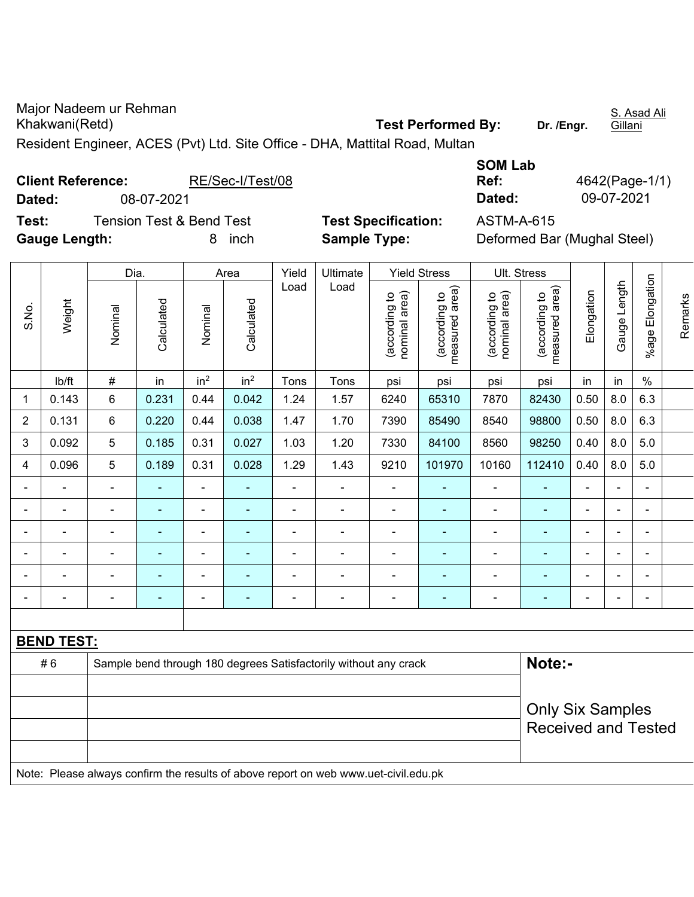Major Nadeem ur Rehman Khakwani(Retd)

Resident Engineer, ACES (Pvt) Ltd. Site Office - DHA, Mattital Road, Multan

**Test Performed By:** Dr. /Engr. S. Asad Ali Gillani

**Client Reference:** RE/Sec-I/Test/08

**Dated:** 08-07-2021

**SOM Lab Ref:** 4642(Page-1/1)

**Dated:** 09-07-2021

**Test:** Tension Test & Bend Test

**Test Specification:** ASTM-A-615

**Gauge Length:** 8 inch

**Sample Type:** Deformed Bar (Mughal Steel)

| S.No. | Weight | Dia. | | Area | | Yield Load | Ultimate Load | Yield Stress | | Ult. Stress | | Elongation | Gauge Length | %age Elongation | Remarks |
|---|---|---|---|---|---|---|---|---|---|---|---|---|---|---|---|
| | | Nominal | Calculated | Nominal | Calculated | | | (according to nominal area) | (according to measured area) | (according to nominal area) | (according to measured area) | | | | |
| | lb/ft | # | in | $in^2$ | $in^2$ | Tons | Tons | psi | psi | psi | psi | in | in | % | |
| 1 | 0.143 | 6 | 0.231 | 0.44 | 0.042 | 1.24 | 1.57 | 6240 | 65310 | 7870 | 82430 | 0.50 | 8.0 | 6.3 | |
| 2 | 0.131 | 6 | 0.220 | 0.44 | 0.038 | 1.47 | 1.70 | 7390 | 85490 | 8540 | 98800 | 0.50 | 8.0 | 6.3 | |
| 3 | 0.092 | 5 | 0.185 | 0.31 | 0.027 | 1.03 | 1.20 | 7330 | 84100 | 8560 | 98250 | 0.40 | 8.0 | 5.0 | |
| 4 | 0.096 | 5 | 0.189 | 0.31 | 0.028 | 1.29 | 1.43 | 9210 | 101970 | 10160 | 112410 | 0.40 | 8.0 | 5.0 | |
| - | - | - | - | - | - | - | - | - | - | - | - | - | - | - | |
| - | - | - | - | - | - | - | - | - | - | - | - | - | - | - | |
| - | - | - | - | - | - | - | - | - | - | - | - | - | - | - | |
| - | - | - | - | - | - | - | - | - | - | - | - | - | - | - | |
| - | - | - | - | - | - | - | - | - | - | - | - | - | - | - | |
| - | - | - | - | - | - | - | - | - | - | - | - | - | - | - | |

**BEND TEST:**

| | |
|---|---|
| # 6 | Sample bend through 180 degrees Satisfactorily without any crack |

**Note:-**

Only Six Samples Received and Tested

Note: Please always confirm the results of above report on web www.uet-civil.edu.pk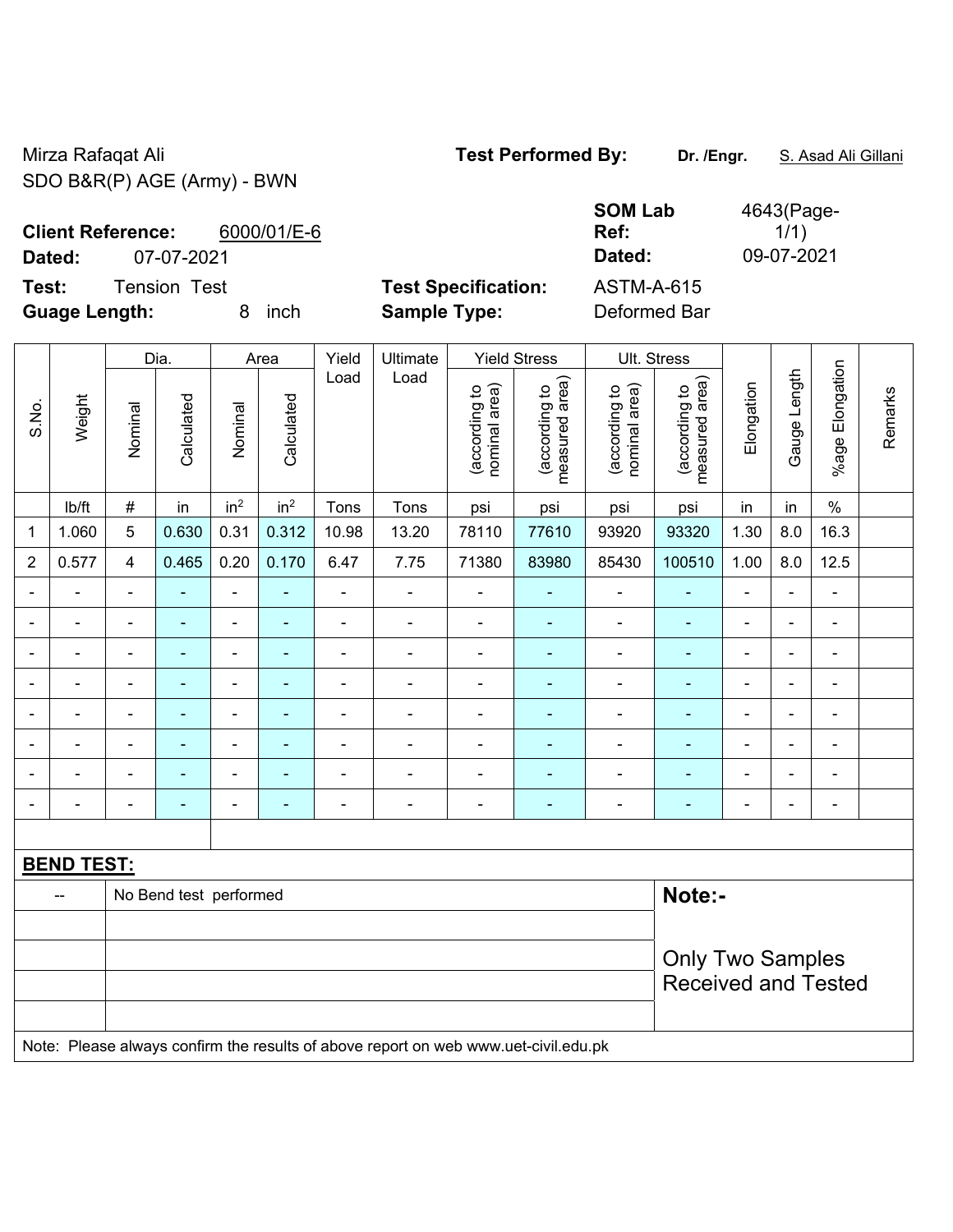Mirza Rafaqat Ali
SDO B&R(P) AGE (Army) - BWN

**Test Performed By:** **Dr. /Engr.** S. Asad Ali Gillani

**Client Reference:** 6000/01/E-6
**Dated:** 07-07-2021

**SOM Lab Ref:** 4643(Page-1/1)
**Dated:** 09-07-2021

**Test:** Tension Test
**Guage Length:** 8 inch

**Test Specification:** ASTM-A-615
**Sample Type:** Deformed Bar

| S.No. | Weight | Dia. | | Area | | Yield Load | Ultimate Load | Yield Stress | | Ult. Stress | | Elongation | Gauge Length | %age Elongation | Remarks |
|---|---|---|---|---|---|---|---|---|---|---|---|---|---|---|---|
| | | Nominal | Calculated | Nominal | Calculated | | | (according to nominal area) | (according to measured area) | (according to nominal area) | (according to measured area) | | | | |
| | lb/ft | # | in | in² | in² | Tons | Tons | psi | psi | psi | psi | in | in | % | |
| 1 | 1.060 | 5 | 0.630 | 0.31 | 0.312 | 10.98 | 13.20 | 78110 | 77610 | 93920 | 93320 | 1.30 | 8.0 | 16.3 | |
| 2 | 0.577 | 4 | 0.465 | 0.20 | 0.170 | 6.47 | 7.75 | 71380 | 83980 | 85430 | 100510 | 1.00 | 8.0 | 12.5 | |
| - | - | - | - | - | - | - | - | - | - | - | - | - | - | - | |
| - | - | - | - | - | - | - | - | - | - | - | - | - | - | - | |
| - | - | - | - | - | - | - | - | - | - | - | - | - | - | - | |
| - | - | - | - | - | - | - | - | - | - | - | - | - | - | - | |
| - | - | - | - | - | - | - | - | - | - | - | - | - | - | - | |
| - | - | - | - | - | - | - | - | - | - | - | - | - | - | - | |
| - | - | - | - | - | - | - | - | - | - | - | - | - | - | - | |
| - | - | - | - | - | - | - | - | - | - | - | - | - | - | - | |

**BEND TEST:**

| -- | No Bend test performed |
|---|---|

**Note:-**

Only Two Samples Received and Tested

Note: Please always confirm the results of above report on web www.uet-civil.edu.pk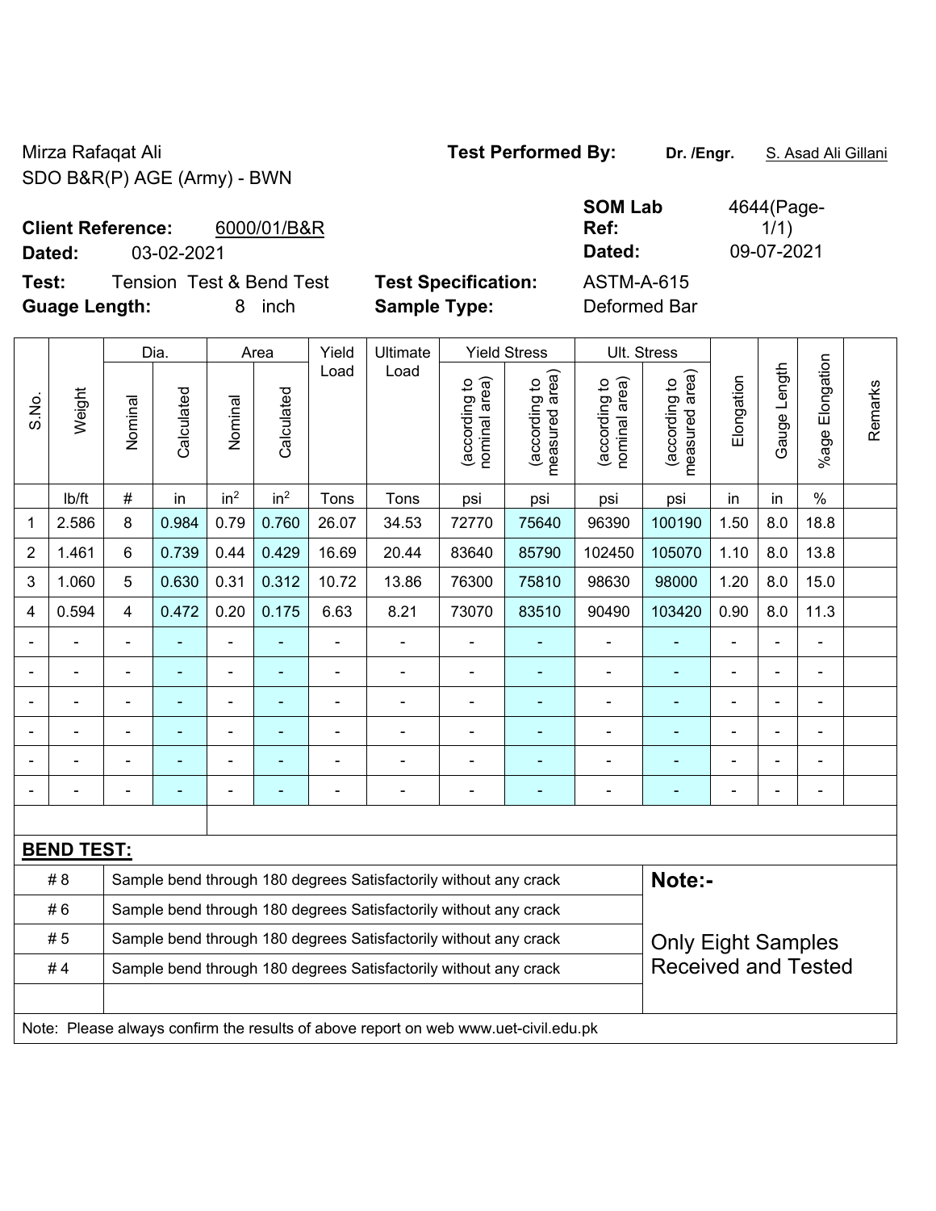Mirza Rafaqat Ali
SDO B&R(P) AGE (Army) - BWN

**Test Performed By:** **Dr. /Engr.** S. Asad Ali Gillani

**Client Reference:** 6000/01/B&R
**Dated:** 03-02-2021

**SOM Lab Ref:** 4644(Page-1/1)
**Dated:** 09-07-2021

**Test:** Tension Test & Bend Test
**Guage Length:** 8 inch

**Test Specification:** ASTM-A-615
**Sample Type:** Deformed Bar

| S.No. | Weight | Dia. | | Area | | Yield Load | Ultimate Load | Yield Stress | | Ult. Stress | | Elongation | Gauge Length | %age Elongation | Remarks |
|---|---|---|---|---|---|---|---|---|---|---|---|---|---|---|---|
| | | Nominal | Calculated | Nominal | Calculated | | | (according to nominal area) | (according to measured area) | (according to nominal area) | (according to measured area) | | | | |
| | lb/ft | # | in | in$^2$ | in$^2$ | Tons | Tons | psi | psi | psi | psi | in | in | % | |
| 1 | 2.586 | 8 | 0.984 | 0.79 | 0.760 | 26.07 | 34.53 | 72770 | 75640 | 96390 | 100190 | 1.50 | 8.0 | 18.8 | |
| 2 | 1.461 | 6 | 0.739 | 0.44 | 0.429 | 16.69 | 20.44 | 83640 | 85790 | 102450 | 105070 | 1.10 | 8.0 | 13.8 | |
| 3 | 1.060 | 5 | 0.630 | 0.31 | 0.312 | 10.72 | 13.86 | 76300 | 75810 | 98630 | 98000 | 1.20 | 8.0 | 15.0 | |
| 4 | 0.594 | 4 | 0.472 | 0.20 | 0.175 | 6.63 | 8.21 | 73070 | 83510 | 90490 | 103420 | 0.90 | 8.0 | 11.3 | |
| - | - | - | - | - | - | - | - | - | - | - | - | - | - | - | |
| - | - | - | - | - | - | - | - | - | - | - | - | - | - | - | |
| - | - | - | - | - | - | - | - | - | - | - | - | - | - | - | |
| - | - | - | - | - | - | - | - | - | - | - | - | - | - | - | |
| - | - | - | - | - | - | - | - | - | - | - | - | - | - | - | |
| - | - | - | - | - | - | - | - | - | - | - | - | - | - | - | |

**BEND TEST:**

| | | |
|---|---|---|
| # 8 | Sample bend through 180 degrees Satisfactorily without any crack | **Note:-** |
| # 6 | Sample bend through 180 degrees Satisfactorily without any crack | |
| # 5 | Sample bend through 180 degrees Satisfactorily without any crack | Only Eight Samples Received and Tested |
| # 4 | Sample bend through 180 degrees Satisfactorily without any crack | |

Note: Please always confirm the results of above report on web www.uet-civil.edu.pk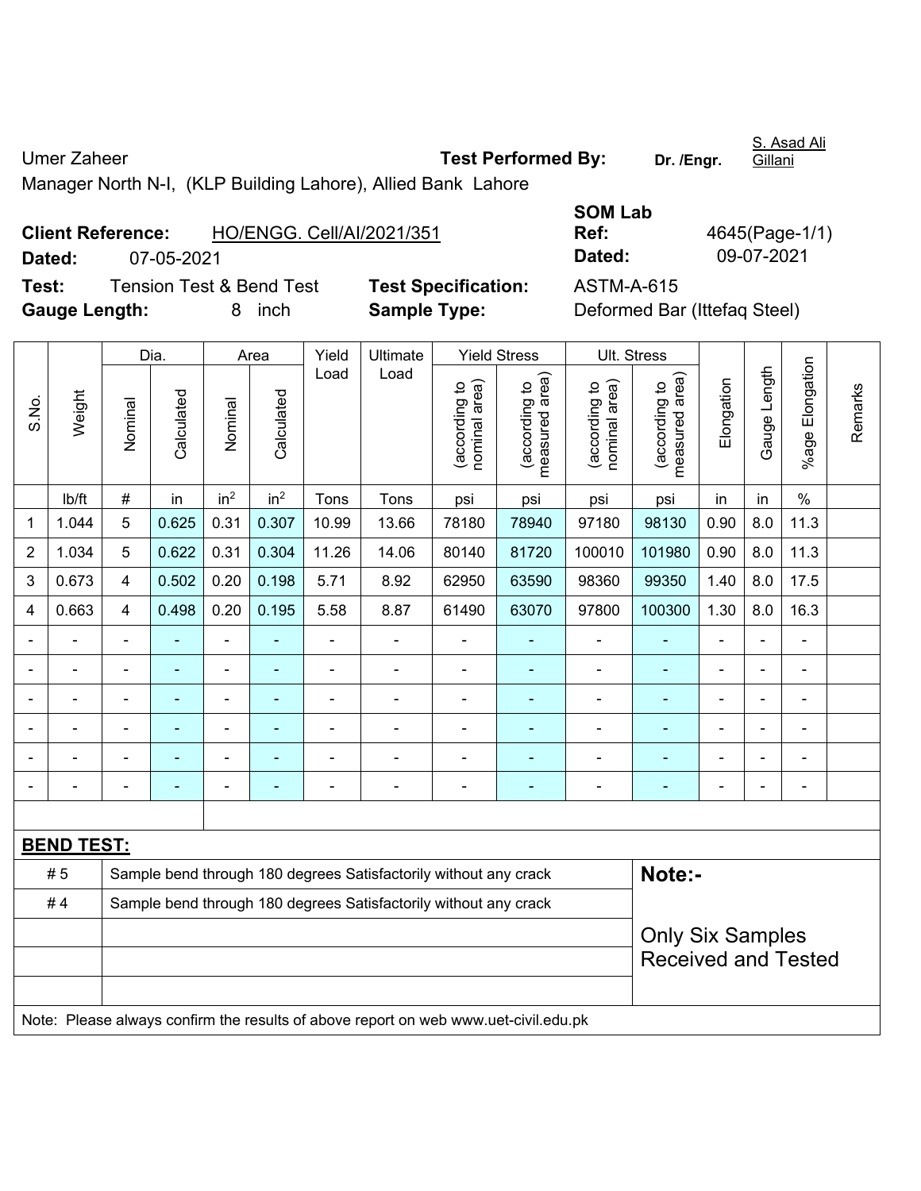Umer Zaheer **Test Performed By:** **Dr. /Engr.** S. Asad Ali Gillani

Manager North N-I, (KLP Building Lahore), Allied Bank Lahore

**Client Reference:** HO/ENGG. Cell/AI/2021/351 **SOM Lab Ref:** 4645(Page-1/1)

**Dated:** 07-05-2021 **Dated:** 09-07-2021

**Test:** Tension Test & Bend Test **Test Specification:** ASTM-A-615

**Gauge Length:** 8 inch **Sample Type:** Deformed Bar (Ittefaq Steel)

| S.No. | Weight | Dia. | | Area | | Yield Load | Ultimate Load | Yield Stress | | Ult. Stress | | Elongation | Gauge Length | %age Elongation | Remarks |
|---|---|---|---|---|---|---|---|---|---|---|---|---|---|---|---|
| | | Nominal | Calculated | Nominal | Calculated | | | (according to nominal area) | (according to measured area) | (according to nominal area) | (according to measured area) | | | | |
| | lb/ft | # | in | $in^2$ | $in^2$ | Tons | Tons | psi | psi | psi | psi | in | in | % | |
| 1 | 1.044 | 5 | 0.625 | 0.31 | 0.307 | 10.99 | 13.66 | 78180 | 78940 | 97180 | 98130 | 0.90 | 8.0 | 11.3 | |
| 2 | 1.034 | 5 | 0.622 | 0.31 | 0.304 | 11.26 | 14.06 | 80140 | 81720 | 100010 | 101980 | 0.90 | 8.0 | 11.3 | |
| 3 | 0.673 | 4 | 0.502 | 0.20 | 0.198 | 5.71 | 8.92 | 62950 | 63590 | 98360 | 99350 | 1.40 | 8.0 | 17.5 | |
| 4 | 0.663 | 4 | 0.498 | 0.20 | 0.195 | 5.58 | 8.87 | 61490 | 63070 | 97800 | 100300 | 1.30 | 8.0 | 16.3 | |
| - | - | - | - | - | - | - | - | - | - | - | - | - | - | - | |
| - | - | - | - | - | - | - | - | - | - | - | - | - | - | - | |
| - | - | - | - | - | - | - | - | - | - | - | - | - | - | - | |
| - | - | - | - | - | - | - | - | - | - | - | - | - | - | - | |
| - | - | - | - | - | - | - | - | - | - | - | - | - | - | - | |
| - | - | - | - | - | - | - | - | - | - | - | - | - | - | - | |

**BEND TEST:**

| | | |
|---|---|---|
| # 5 | Sample bend through 180 degrees Satisfactorily without any crack | **Note:-** |
| # 4 | Sample bend through 180 degrees Satisfactorily without any crack | Only Six Samples Received and Tested |

Note: Please always confirm the results of above report on web www.uet-civil.edu.pk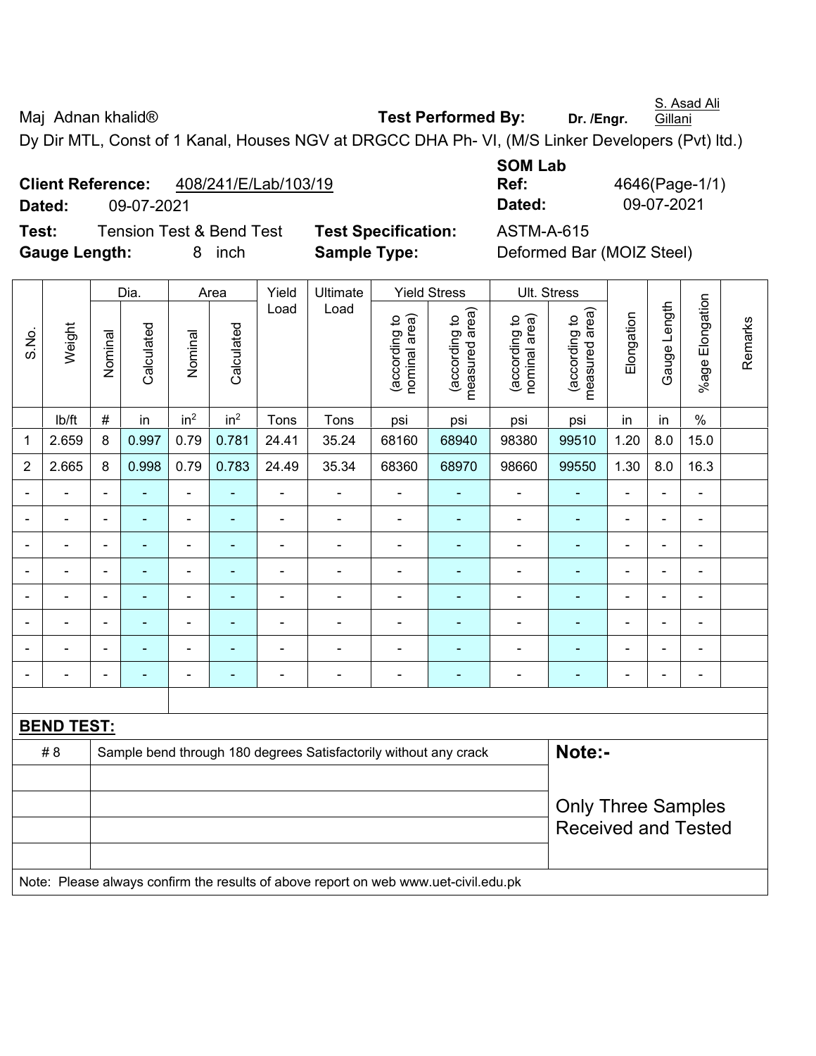Maj Adnan khalid® **Test Performed By:** **Dr. /Engr.** S. Asad Ali Gillani

Dy Dir MTL, Const of 1 Kanal, Houses NGV at DRGCC DHA Ph- VI, (M/S Linker Developers (Pvt) ltd.)

**Client Reference:** 408/241/E/Lab/103/19 **SOM Lab Ref:** 4646(Page-1/1)

**Dated:** 09-07-2021 **Dated:** 09-07-2021

**Test:** Tension Test & Bend Test **Test Specification:** ASTM-A-615

**Gauge Length:** 8 inch **Sample Type:** Deformed Bar (MOIZ Steel)

| S.No. | Weight | Dia. | | Area | | Yield Load | Ultimate Load | Yield Stress | | Ult. Stress | | Elongation | Gauge Length | %age Elongation | Remarks |
|---|---|---|---|---|---|---|---|---|---|---|---|---|---|---|---|
| | | Nominal | Calculated | Nominal | Calculated | | | (according to nominal area) | (according to measured area) | (according to nominal area) | (according to measured area) | | | | |
| | lb/ft | # | in | $in^2$ | $in^2$ | Tons | Tons | psi | psi | psi | psi | in | in | % | |
| 1 | 2.659 | 8 | 0.997 | 0.79 | 0.781 | 24.41 | 35.24 | 68160 | 68940 | 98380 | 99510 | 1.20 | 8.0 | 15.0 | |
| 2 | 2.665 | 8 | 0.998 | 0.79 | 0.783 | 24.49 | 35.34 | 68360 | 68970 | 98660 | 99550 | 1.30 | 8.0 | 16.3 | |
| - | - | - | - | - | - | - | - | - | - | - | - | - | - | - | |
| - | - | - | - | - | - | - | - | - | - | - | - | - | - | - | |
| - | - | - | - | - | - | - | - | - | - | - | - | - | - | - | |
| - | - | - | - | - | - | - | - | - | - | - | - | - | - | - | |
| - | - | - | - | - | - | - | - | - | - | - | - | - | - | - | |
| - | - | - | - | - | - | - | - | - | - | - | - | - | - | - | |
| - | - | - | - | - | - | - | - | - | - | - | - | - | - | - | |
| - | - | - | - | - | - | - | - | - | - | - | - | - | - | - | |

**BEND TEST:**

| | | |
|---|---|---|
| # 8 | Sample bend through 180 degrees Satisfactorily without any crack | **Note:-** |
| | | Only Three Samples Received and Tested |

Note: Please always confirm the results of above report on web www.uet-civil.edu.pk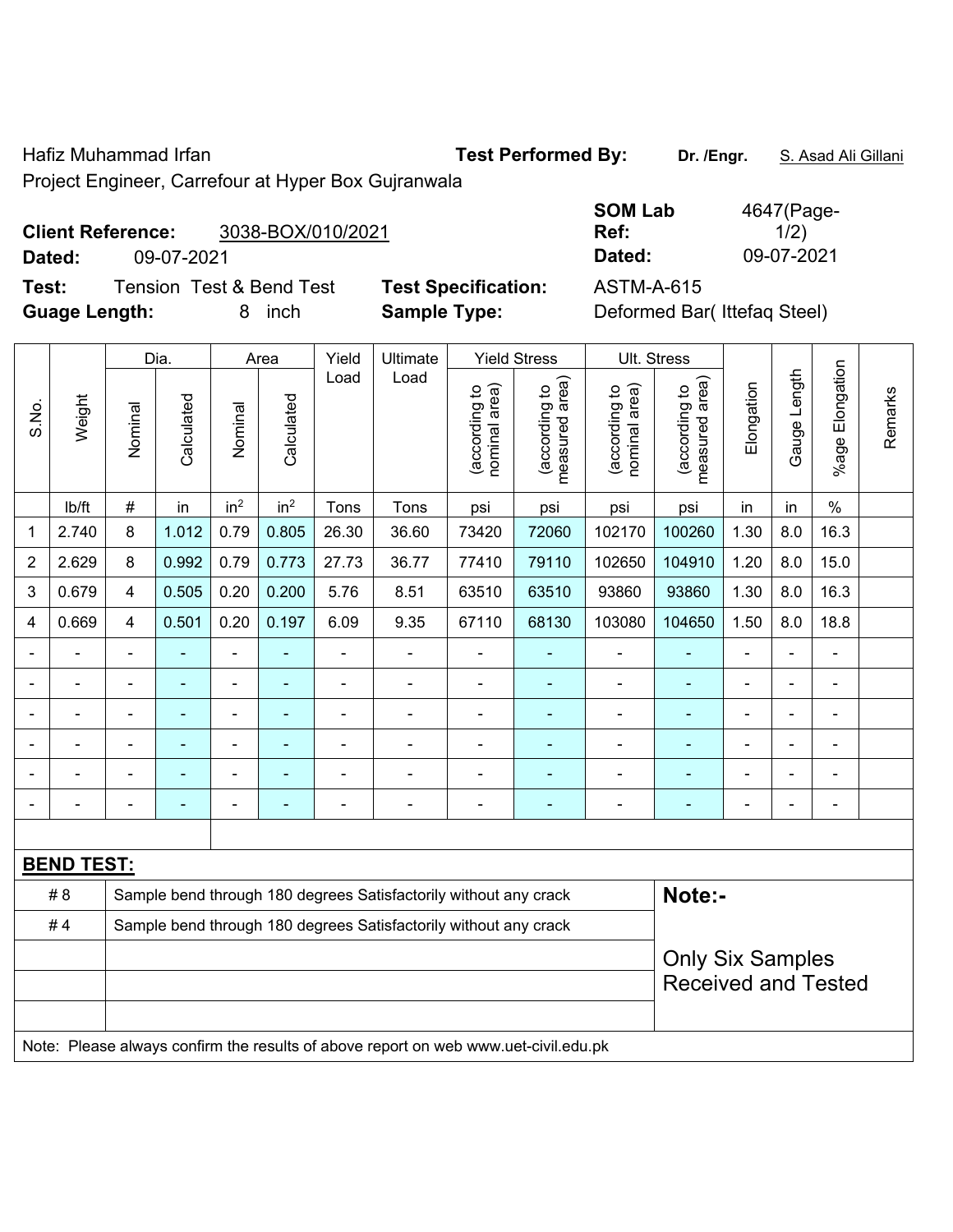Hafiz Muhammad Irfan **Test Performed By:** **Dr. /Engr.** S. Asad Ali Gillani

Project Engineer, Carrefour at Hyper Box Gujranwala

**Client Reference:** 3038-BOX/010/2021 **SOM Lab Ref:** 4647(Page-1/2)

**Dated:** 09-07-2021 **Dated:** 09-07-2021

**Test:** Tension Test & Bend Test **Test Specification:** ASTM-A-615

**Guage Length:** 8 inch **Sample Type:** Deformed Bar( Ittefaq Steel)

| S.No. | Weight | Dia. | | Area | | Yield Load | Ultimate Load | Yield Stress | | Ult. Stress | | Elongation | Gauge Length | %age Elongation | Remarks |
|---|---|---|---|---|---|---|---|---|---|---|---|---|---|---|---|
| | | Nominal | Calculated | Nominal | Calculated | | | (according to nominal area) | (according to measured area) | (according to nominal area) | (according to measured area) | | | | |
| | lb/ft | # | in | in$^2$ | in$^2$ | Tons | Tons | psi | psi | psi | psi | in | in | % | |
| 1 | 2.740 | 8 | 1.012 | 0.79 | 0.805 | 26.30 | 36.60 | 73420 | 72060 | 102170 | 100260 | 1.30 | 8.0 | 16.3 | |
| 2 | 2.629 | 8 | 0.992 | 0.79 | 0.773 | 27.73 | 36.77 | 77410 | 79110 | 102650 | 104910 | 1.20 | 8.0 | 15.0 | |
| 3 | 0.679 | 4 | 0.505 | 0.20 | 0.200 | 5.76 | 8.51 | 63510 | 63510 | 93860 | 93860 | 1.30 | 8.0 | 16.3 | |
| 4 | 0.669 | 4 | 0.501 | 0.20 | 0.197 | 6.09 | 9.35 | 67110 | 68130 | 103080 | 104650 | 1.50 | 8.0 | 18.8 | |
| - | - | - | - | - | - | - | - | - | - | - | - | - | - | - | |
| - | - | - | - | - | - | - | - | - | - | - | - | - | - | - | |
| - | - | - | - | - | - | - | - | - | - | - | - | - | - | - | |
| - | - | - | - | - | - | - | - | - | - | - | - | - | - | - | |
| - | - | - | - | - | - | - | - | - | - | - | - | - | - | - | |
| - | - | - | - | - | - | - | - | - | - | - | - | - | - | - | |

**BEND TEST:**

| | | |
|---|---|---|
| # 8 | Sample bend through 180 degrees Satisfactorily without any crack | **Note:-** |
| # 4 | Sample bend through 180 degrees Satisfactorily without any crack | Only Six Samples Received and Tested |

Note: Please always confirm the results of above report on web www.uet-civil.edu.pk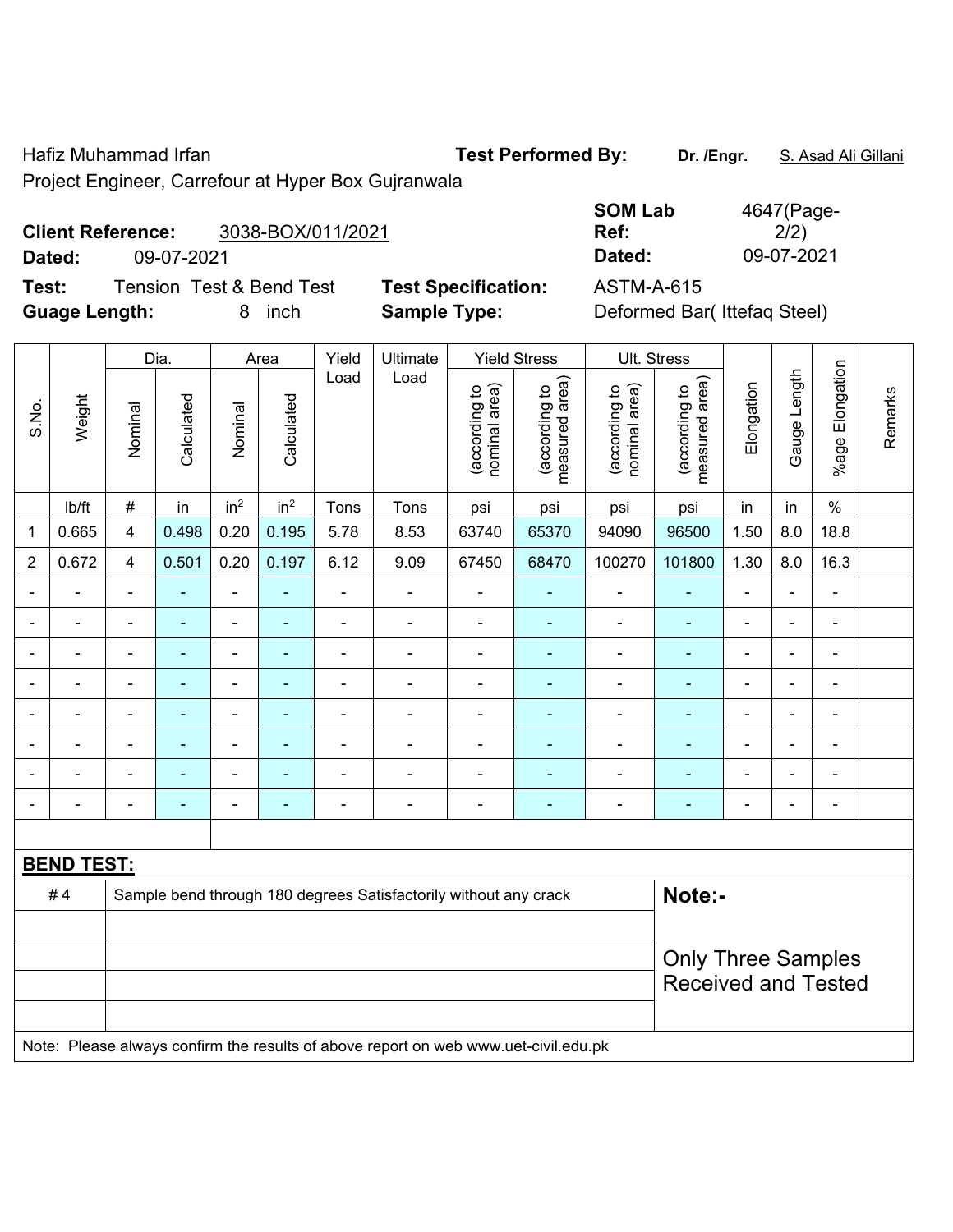Hafiz Muhammad Irfan

Project Engineer, Carrefour at Hyper Box Gujranwala

**Test Performed By:** **Dr. /Engr.** S. Asad Ali Gillani

**Client Reference:** 3038-BOX/011/2021

**Dated:** 09-07-2021

**SOM Lab Ref:** 4647(Page-2/2)

**Dated:** 09-07-2021

**Test:** Tension Test & Bend Test

**Test Specification:** ASTM-A-615

**Guage Length:** 8 inch

**Sample Type:** Deformed Bar( Ittefaq Steel)

| S.No. | Weight | Dia. | | Area | | Yield Load | Ultimate Load | Yield Stress | | Ult. Stress | | Elongation | Gauge Length | %age Elongation | Remarks |
|---|---|---|---|---|---|---|---|---|---|---|---|---|---|---|---|
| | | Nominal | Calculated | Nominal | Calculated | | | (according to nominal area) | (according to measured area) | (according to nominal area) | (according to measured area) | | | | |
| | lb/ft | # | in | $in^2$ | $in^2$ | Tons | Tons | psi | psi | psi | psi | in | in | % | |
| 1 | 0.665 | 4 | 0.498 | 0.20 | 0.195 | 5.78 | 8.53 | 63740 | 65370 | 94090 | 96500 | 1.50 | 8.0 | 18.8 | |
| 2 | 0.672 | 4 | 0.501 | 0.20 | 0.197 | 6.12 | 9.09 | 67450 | 68470 | 100270 | 101800 | 1.30 | 8.0 | 16.3 | |
| - | - | - | - | - | - | - | - | - | - | - | - | - | - | - | |
| - | - | - | - | - | - | - | - | - | - | - | - | - | - | - | |
| - | - | - | - | - | - | - | - | - | - | - | - | - | - | - | |
| - | - | - | - | - | - | - | - | - | - | - | - | - | - | - | |
| - | - | - | - | - | - | - | - | - | - | - | - | - | - | - | |
| - | - | - | - | - | - | - | - | - | - | - | - | - | - | - | |
| - | - | - | - | - | - | - | - | - | - | - | - | - | - | - | |
| - | - | - | - | - | - | - | - | - | - | - | - | - | - | - | |

**BEND TEST:**

| | | |
|---|---|---|
| # 4 | Sample bend through 180 degrees Satisfactorily without any crack | **Note:-** |
| | | Only Three Samples Received and Tested |

Note: Please always confirm the results of above report on web www.uet-civil.edu.pk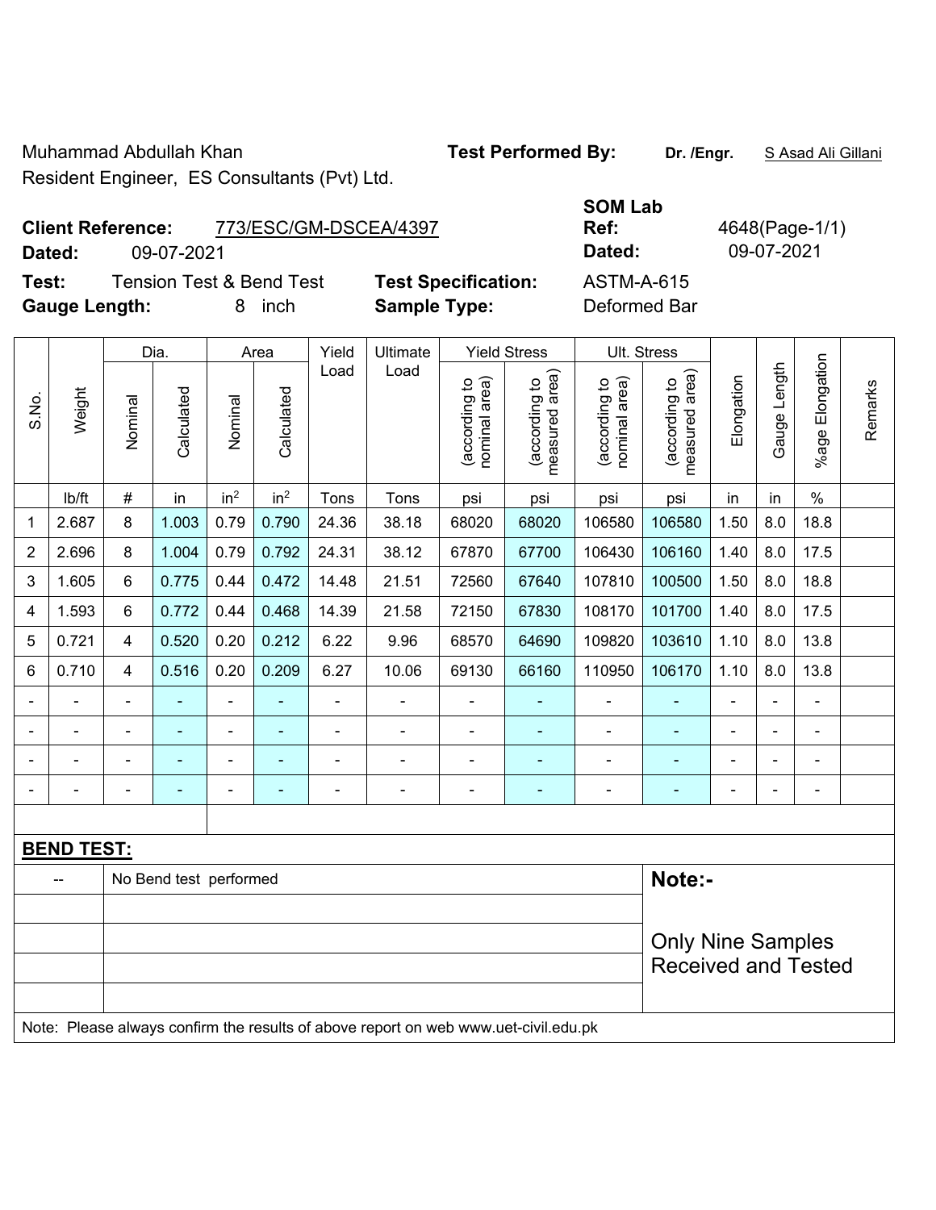Muhammad Abdullah Khan

Resident Engineer, ES Consultants (Pvt) Ltd.

**Test Performed By:** **Dr. /Engr.** S Asad Ali Gillani

**Client Reference:** 773/ESC/GM-DSCEA/4397

**Dated:** 09-07-2021

**SOM Lab Ref:** 4648(Page-1/1)

**Dated:** 09-07-2021

**Test:** Tension Test & Bend Test

**Test Specification:** ASTM-A-615

**Gauge Length:** 8 inch

**Sample Type:** Deformed Bar

| S.No. | Weight | Dia. | | Area | | Yield Load | Ultimate Load | Yield Stress | | Ult. Stress | | Elongation | Gauge Length | %age Elongation | Remarks |
|---|---|---|---|---|---|---|---|---|---|---|---|---|---|---|---|
| | | Nominal | Calculated | Nominal | Calculated | | | (according to nominal area) | (according to measured area) | (according to nominal area) | (according to measured area) | | | | |
| | lb/ft | # | in | in$^2$ | in$^2$ | Tons | Tons | psi | psi | psi | psi | in | in | % | |
| 1 | 2.687 | 8 | 1.003 | 0.79 | 0.790 | 24.36 | 38.18 | 68020 | 68020 | 106580 | 106580 | 1.50 | 8.0 | 18.8 | |
| 2 | 2.696 | 8 | 1.004 | 0.79 | 0.792 | 24.31 | 38.12 | 67870 | 67700 | 106430 | 106160 | 1.40 | 8.0 | 17.5 | |
| 3 | 1.605 | 6 | 0.775 | 0.44 | 0.472 | 14.48 | 21.51 | 72560 | 67640 | 107810 | 100500 | 1.50 | 8.0 | 18.8 | |
| 4 | 1.593 | 6 | 0.772 | 0.44 | 0.468 | 14.39 | 21.58 | 72150 | 67830 | 108170 | 101700 | 1.40 | 8.0 | 17.5 | |
| 5 | 0.721 | 4 | 0.520 | 0.20 | 0.212 | 6.22 | 9.96 | 68570 | 64690 | 109820 | 103610 | 1.10 | 8.0 | 13.8 | |
| 6 | 0.710 | 4 | 0.516 | 0.20 | 0.209 | 6.27 | 10.06 | 69130 | 66160 | 110950 | 106170 | 1.10 | 8.0 | 13.8 | |
| - | - | - | - | - | - | - | - | - | - | - | - | - | - | - | |
| - | - | - | - | - | - | - | - | - | - | - | - | - | - | - | |
| - | - | - | - | - | - | - | - | - | - | - | - | - | - | - | |
| - | - | - | - | - | - | - | - | - | - | - | - | - | - | - | |

**BEND TEST:**

| | | |
|---|---|---|
| -- | No Bend test performed | **Note:-** Only Nine Samples Received and Tested |

Note: Please always confirm the results of above report on web www.uet-civil.edu.pk